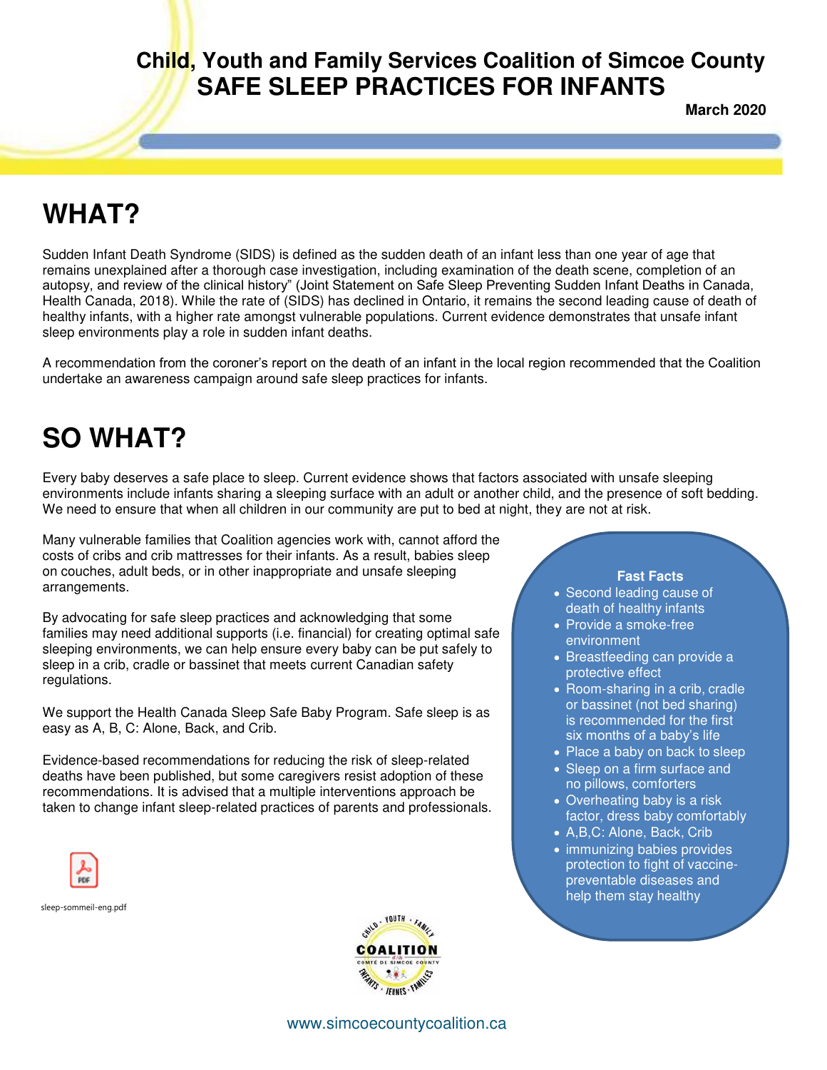# Child, Youth and Family Services Coalition of Simcoe County
# SAFE SLEEP PRACTICES FOR INFANTS

**March 2020**

## WHAT?

Sudden Infant Death Syndrome (SIDS) is defined as the sudden death of an infant less than one year of age that remains unexplained after a thorough case investigation, including examination of the death scene, completion of an autopsy, and review of the clinical history" (Joint Statement on Safe Sleep Preventing Sudden Infant Deaths in Canada, Health Canada, 2018). While the rate of (SIDS) has declined in Ontario, it remains the second leading cause of death of healthy infants, with a higher rate amongst vulnerable populations. Current evidence demonstrates that unsafe infant sleep environments play a role in sudden infant deaths.

A recommendation from the coroner's report on the death of an infant in the local region recommended that the Coalition undertake an awareness campaign around safe sleep practices for infants.

## SO WHAT?

Every baby deserves a safe place to sleep. Current evidence shows that factors associated with unsafe sleeping environments include infants sharing a sleeping surface with an adult or another child, and the presence of soft bedding. We need to ensure that when all children in our community are put to bed at night, they are not at risk.

Many vulnerable families that Coalition agencies work with, cannot afford the costs of cribs and crib mattresses for their infants. As a result, babies sleep on couches, adult beds, or in other inappropriate and unsafe sleeping arrangements.

By advocating for safe sleep practices and acknowledging that some families may need additional supports (i.e. financial) for creating optimal safe sleeping environments, we can help ensure every baby can be put safely to sleep in a crib, cradle or bassinet that meets current Canadian safety regulations.

We support the Health Canada Sleep Safe Baby Program. Safe sleep is as easy as A, B, C: Alone, Back, and Crib.

Evidence-based recommendations for reducing the risk of sleep-related deaths have been published, but some caregivers resist adoption of these recommendations. It is advised that a multiple interventions approach be taken to change infant sleep-related practices of parents and professionals.

sleep-sommeil-eng.pdf

**Fast Facts**

- Second leading cause of death of healthy infants
- Provide a smoke-free environment
- Breastfeeding can provide a protective effect
- Room-sharing in a crib, cradle or bassinet (not bed sharing) is recommended for the first six months of a baby's life
- Place a baby on back to sleep
- Sleep on a firm surface and no pillows, comforters
- Overheating baby is a risk factor, dress baby comfortably
- A,B,C: Alone, Back, Crib
- immunizing babies provides protection to fight of vaccine-preventable diseases and help them stay healthy

www.simcoecountycoalition.ca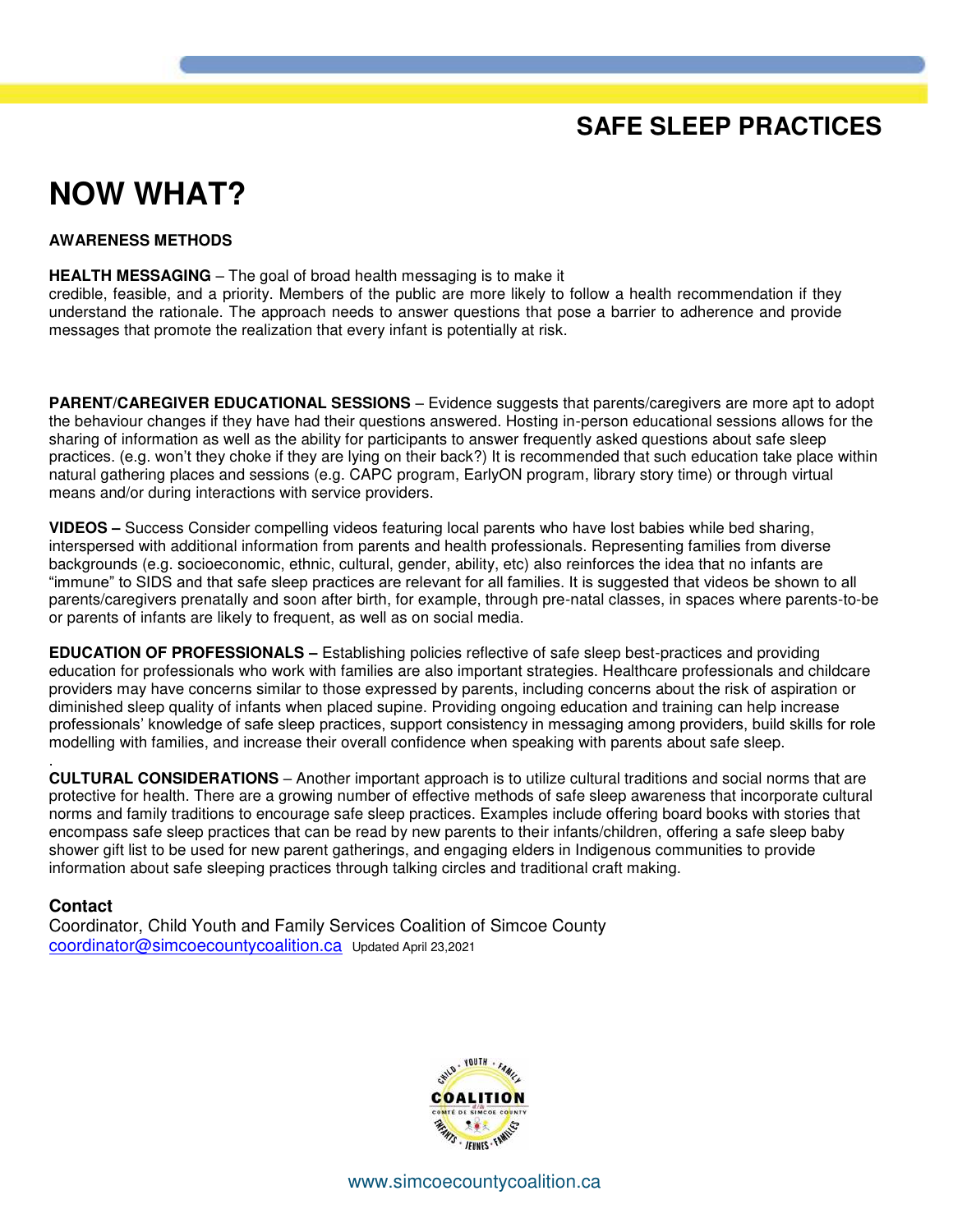## SAFE SLEEP PRACTICES

# NOW WHAT?

**AWARENESS METHODS**

**HEALTH MESSAGING** – The goal of broad health messaging is to make it credible, feasible, and a priority. Members of the public are more likely to follow a health recommendation if they understand the rationale. The approach needs to answer questions that pose a barrier to adherence and provide messages that promote the realization that every infant is potentially at risk.

**PARENT/CAREGIVER EDUCATIONAL SESSIONS** – Evidence suggests that parents/caregivers are more apt to adopt the behaviour changes if they have had their questions answered. Hosting in-person educational sessions allows for the sharing of information as well as the ability for participants to answer frequently asked questions about safe sleep practices. (e.g. won't they choke if they are lying on their back?) It is recommended that such education take place within natural gathering places and sessions (e.g. CAPC program, EarlyON program, library story time) or through virtual means and/or during interactions with service providers.

**VIDEOS –** Success Consider compelling videos featuring local parents who have lost babies while bed sharing, interspersed with additional information from parents and health professionals. Representing families from diverse backgrounds (e.g. socioeconomic, ethnic, cultural, gender, ability, etc) also reinforces the idea that no infants are "immune" to SIDS and that safe sleep practices are relevant for all families. It is suggested that videos be shown to all parents/caregivers prenatally and soon after birth, for example, through pre-natal classes, in spaces where parents-to-be or parents of infants are likely to frequent, as well as on social media.

**EDUCATION OF PROFESSIONALS –** Establishing policies reflective of safe sleep best-practices and providing education for professionals who work with families are also important strategies. Healthcare professionals and childcare providers may have concerns similar to those expressed by parents, including concerns about the risk of aspiration or diminished sleep quality of infants when placed supine. Providing ongoing education and training can help increase professionals' knowledge of safe sleep practices, support consistency in messaging among providers, build skills for role modelling with families, and increase their overall confidence when speaking with parents about safe sleep.

**CULTURAL CONSIDERATIONS** – Another important approach is to utilize cultural traditions and social norms that are protective for health. There are a growing number of effective methods of safe sleep awareness that incorporate cultural norms and family traditions to encourage safe sleep practices. Examples include offering board books with stories that encompass safe sleep practices that can be read by new parents to their infants/children, offering a safe sleep baby shower gift list to be used for new parent gatherings, and engaging elders in Indigenous communities to provide information about safe sleeping practices through talking circles and traditional craft making.

### Contact

Coordinator, Child Youth and Family Services Coalition of Simcoe County
coordinator@simcoecountycoalition.ca Updated April 23,2021

www.simcoecountycoalition.ca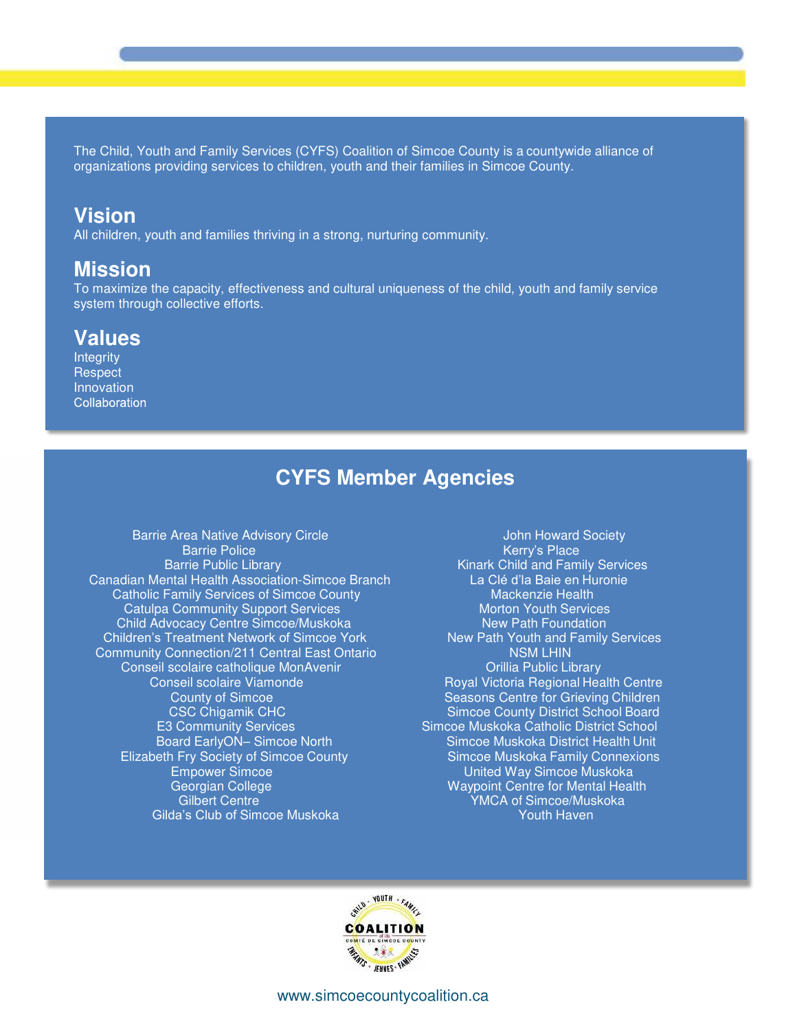The Child, Youth and Family Services (CYFS) Coalition of Simcoe County is a countywide alliance of organizations providing services to children, youth and their families in Simcoe County.

## Vision

All children, youth and families thriving in a strong, nurturing community.

## Mission

To maximize the capacity, effectiveness and cultural uniqueness of the child, youth and family service system through collective efforts.

## Values

Integrity
Respect
Innovation
Collaboration

## CYFS Member Agencies

Barrie Area Native Advisory Circle
Barrie Police
Barrie Public Library
Canadian Mental Health Association-Simcoe Branch
Catholic Family Services of Simcoe County
Catulpa Community Support Services
Child Advocacy Centre Simcoe/Muskoka
Children's Treatment Network of Simcoe York
Community Connection/211 Central East Ontario
Conseil scolaire catholique MonAvenir
Conseil scolaire Viamonde
County of Simcoe
CSC Chigamik CHC
E3 Community Services
Board EarlyON– Simcoe North
Elizabeth Fry Society of Simcoe County
Empower Simcoe
Georgian College
Gilbert Centre
Gilda's Club of Simcoe Muskoka
John Howard Society
Kerry's Place
Kinark Child and Family Services
La Clé d'la Baie en Huronie
Mackenzie Health
Morton Youth Services
New Path Foundation
New Path Youth and Family Services
NSM LHIN
Orillia Public Library
Royal Victoria Regional Health Centre
Seasons Centre for Grieving Children
Simcoe County District School Board
Simcoe Muskoka Catholic District School
Simcoe Muskoka District Health Unit
Simcoe Muskoka Family Connexions
United Way Simcoe Muskoka
Waypoint Centre for Mental Health
YMCA of Simcoe/Muskoka
Youth Haven

www.simcoecountycoalition.ca